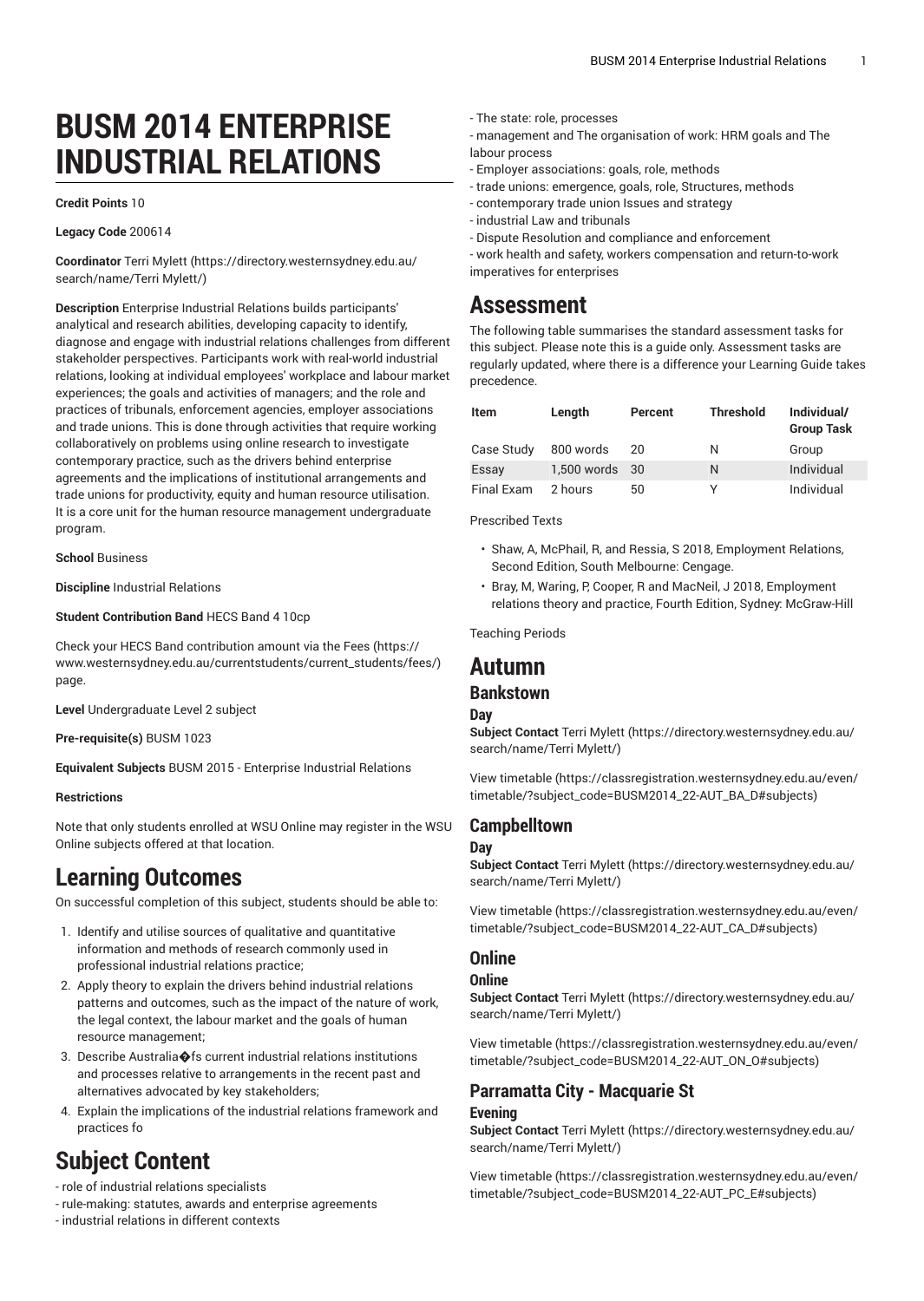# BUSM 2014 ENTERPRISE INDUSTRIAL RELATIONS

**Credit Points** 10

**Legacy Code** 200614

**Coordinator** Terri Mylett (https://directory.westernsydney.edu.au/search/name/Terri Mylett/)

**Description** Enterprise Industrial Relations builds participants' analytical and research abilities, developing capacity to identify, diagnose and engage with industrial relations challenges from different stakeholder perspectives. Participants work with real-world industrial relations, looking at individual employees' workplace and labour market experiences; the goals and activities of managers; and the role and practices of tribunals, enforcement agencies, employer associations and trade unions. This is done through activities that require working collaboratively on problems using online research to investigate contemporary practice, such as the drivers behind enterprise agreements and the implications of institutional arrangements and trade unions for productivity, equity and human resource utilisation. It is a core unit for the human resource management undergraduate program.

**School** Business

**Discipline** Industrial Relations

**Student Contribution Band** HECS Band 4 10cp

Check your HECS Band contribution amount via the Fees (https://www.westernsydney.edu.au/currentstudents/current_students/fees/) page.

**Level** Undergraduate Level 2 subject

**Pre-requisite(s)** BUSM 1023

**Equivalent Subjects** BUSM 2015 - Enterprise Industrial Relations

**Restrictions**

Note that only students enrolled at WSU Online may register in the WSU Online subjects offered at that location.

# Learning Outcomes

On successful completion of this subject, students should be able to:

1. Identify and utilise sources of qualitative and quantitative information and methods of research commonly used in professional industrial relations practice;
2. Apply theory to explain the drivers behind industrial relations patterns and outcomes, such as the impact of the nature of work, the legal context, the labour market and the goals of human resource management;
3. Describe Australia�fs current industrial relations institutions and processes relative to arrangements in the recent past and alternatives advocated by key stakeholders;
4. Explain the implications of the industrial relations framework and practices fo

# Subject Content

- role of industrial relations specialists
- rule-making: statutes, awards and enterprise agreements
- industrial relations in different contexts
- The state: role, processes
- management and The organisation of work: HRM goals and The labour process
- Employer associations: goals, role, methods
- trade unions: emergence, goals, role, Structures, methods
- contemporary trade union Issues and strategy
- industrial Law and tribunals
- Dispute Resolution and compliance and enforcement
- work health and safety, workers compensation and return-to-work imperatives for enterprises

# Assessment

The following table summarises the standard assessment tasks for this subject. Please note this is a guide only. Assessment tasks are regularly updated, where there is a difference your Learning Guide takes precedence.

| Item | Length | Percent | Threshold | Individual/ Group Task |
|---|---|---|---|---|
| Case Study | 800 words | 20 | N | Group |
| Essay | 1,500 words | 30 | N | Individual |
| Final Exam | 2 hours | 50 | Y | Individual |

Prescribed Texts

- Shaw, A, McPhail, R, and Ressia, S 2018, Employment Relations, Second Edition, South Melbourne: Cengage.
- Bray, M, Waring, P, Cooper, R and MacNeil, J 2018, Employment relations theory and practice, Fourth Edition, Sydney: McGraw-Hill

Teaching Periods

# Autumn

## Bankstown

### Day

**Subject Contact** Terri Mylett (https://directory.westernsydney.edu.au/search/name/Terri Mylett/)

View timetable (https://classregistration.westernsydney.edu.au/even/timetable/?subject_code=BUSM2014_22-AUT_BA_D#subjects)

## Campbelltown

### Day

**Subject Contact** Terri Mylett (https://directory.westernsydney.edu.au/search/name/Terri Mylett/)

View timetable (https://classregistration.westernsydney.edu.au/even/timetable/?subject_code=BUSM2014_22-AUT_CA_D#subjects)

## Online

### Online

**Subject Contact** Terri Mylett (https://directory.westernsydney.edu.au/search/name/Terri Mylett/)

View timetable (https://classregistration.westernsydney.edu.au/even/timetable/?subject_code=BUSM2014_22-AUT_ON_O#subjects)

## Parramatta City - Macquarie St

### Evening

**Subject Contact** Terri Mylett (https://directory.westernsydney.edu.au/search/name/Terri Mylett/)

View timetable (https://classregistration.westernsydney.edu.au/even/timetable/?subject_code=BUSM2014_22-AUT_PC_E#subjects)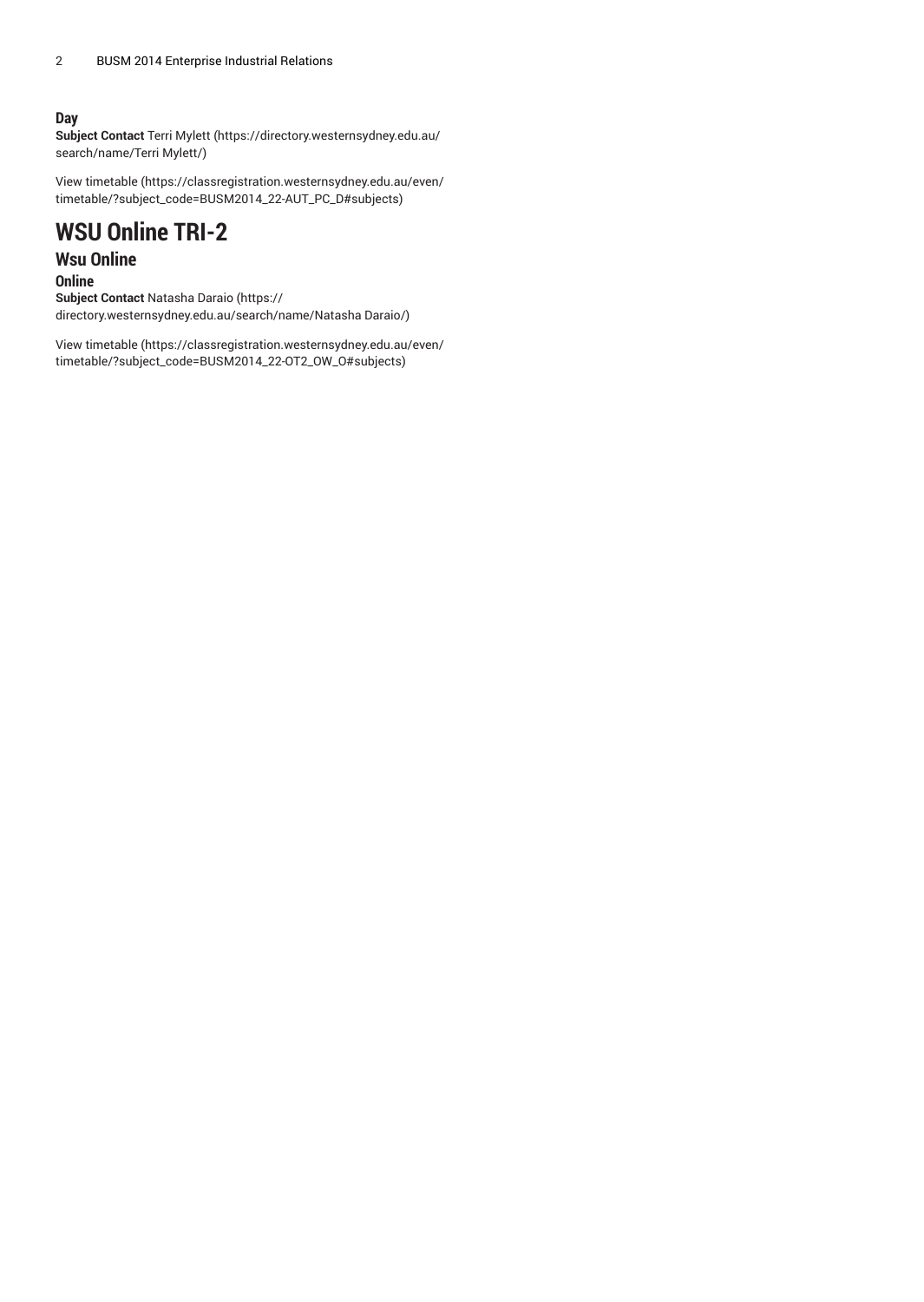#### Day

**Subject Contact** Terri Mylett (https://directory.westernsydney.edu.au/search/name/Terri Mylett/)

View timetable (https://classregistration.westernsydney.edu.au/even/timetable/?subject_code=BUSM2014_22-AUT_PC_D#subjects)

## WSU Online TRI-2

### Wsu Online

#### Online

**Subject Contact** Natasha Daraio (https://directory.westernsydney.edu.au/search/name/Natasha Daraio/)

View timetable (https://classregistration.westernsydney.edu.au/even/timetable/?subject_code=BUSM2014_22-OT2_OW_O#subjects)